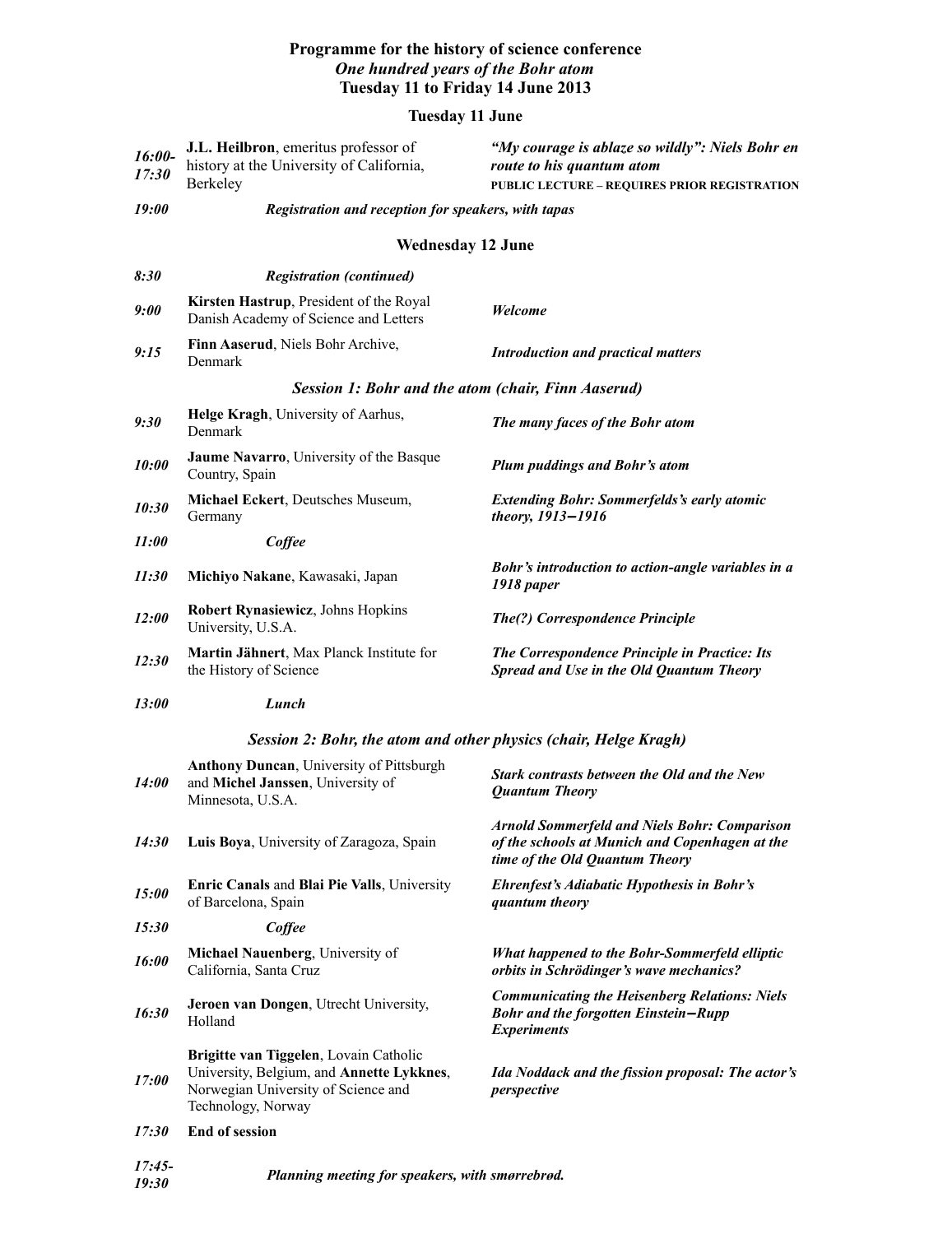# Programme for the history of science conference

## *One hundred years of the Bohr atom*

## Tuesday 11 to Friday 14 June 2013

### Tuesday 11 June

| | | |
|---|---|---|
| ***16:00-17:30*** | **J.L. Heilbron**, emeritus professor of history at the University of California, Berkeley | ***"My courage is ablaze so wildly": Niels Bohr en route to his quantum atom*** **PUBLIC LECTURE – REQUIRES PRIOR REGISTRATION** |
| ***19:00*** | ***Registration and reception for speakers, with tapas*** | |

### Wednesday 12 June

| | | |
|---|---|---|
| ***8:30*** | ***Registration (continued)*** | |
| ***9:00*** | **Kirsten Hastrup**, President of the Royal Danish Academy of Science and Letters | ***Welcome*** |
| ***9:15*** | **Finn Aaserud**, Niels Bohr Archive, Denmark | ***Introduction and practical matters*** |

#### *Session 1: Bohr and the atom (chair, Finn Aaserud)*

| | | |
|---|---|---|
| ***9:30*** | **Helge Kragh**, University of Aarhus, Denmark | ***The many faces of the Bohr atom*** |
| ***10:00*** | **Jaume Navarro**, University of the Basque Country, Spain | ***Plum puddings and Bohr's atom*** |
| ***10:30*** | **Michael Eckert**, Deutsches Museum, Germany | ***Extending Bohr: Sommerfelds's early atomic theory, 1913–1916*** |
| ***11:00*** | ***Coffee*** | |
| ***11:30*** | **Michiyo Nakane**, Kawasaki, Japan | ***Bohr's introduction to action-angle variables in a 1918 paper*** |
| ***12:00*** | **Robert Rynasiewicz**, Johns Hopkins University, U.S.A. | ***The(?) Correspondence Principle*** |
| ***12:30*** | **Martin Jähnert**, Max Planck Institute for the History of Science | ***The Correspondence Principle in Practice: Its Spread and Use in the Old Quantum Theory*** |
| ***13:00*** | ***Lunch*** | |

#### *Session 2: Bohr, the atom and other physics (chair, Helge Kragh)*

| | | |
|---|---|---|
| ***14:00*** | **Anthony Duncan**, University of Pittsburgh and **Michel Janssen**, University of Minnesota, U.S.A. | ***Stark contrasts between the Old and the New Quantum Theory*** |
| ***14:30*** | **Luis Boya**, University of Zaragoza, Spain | ***Arnold Sommerfeld and Niels Bohr: Comparison of the schools at Munich and Copenhagen at the time of the Old Quantum Theory*** |
| ***15:00*** | **Enric Canals** and **Blai Pie Valls**, University of Barcelona, Spain | ***Ehrenfest's Adiabatic Hypothesis in Bohr's quantum theory*** |
| ***15:30*** | ***Coffee*** | |
| ***16:00*** | **Michael Nauenberg**, University of California, Santa Cruz | ***What happened to the Bohr-Sommerfeld elliptic orbits in Schrödinger's wave mechanics?*** |
| ***16:30*** | **Jeroen van Dongen**, Utrecht University, Holland | ***Communicating the Heisenberg Relations: Niels Bohr and the forgotten Einstein–Rupp Experiments*** |
| ***17:00*** | **Brigitte van Tiggelen**, Lovain Catholic University, Belgium, and **Annette Lykknes**, Norwegian University of Science and Technology, Norway | ***Ida Noddack and the fission proposal: The actor's perspective*** |
| ***17:30*** | **End of session** | |
| ***17:45-19:30*** | ***Planning meeting for speakers, with smørrebrød.*** | |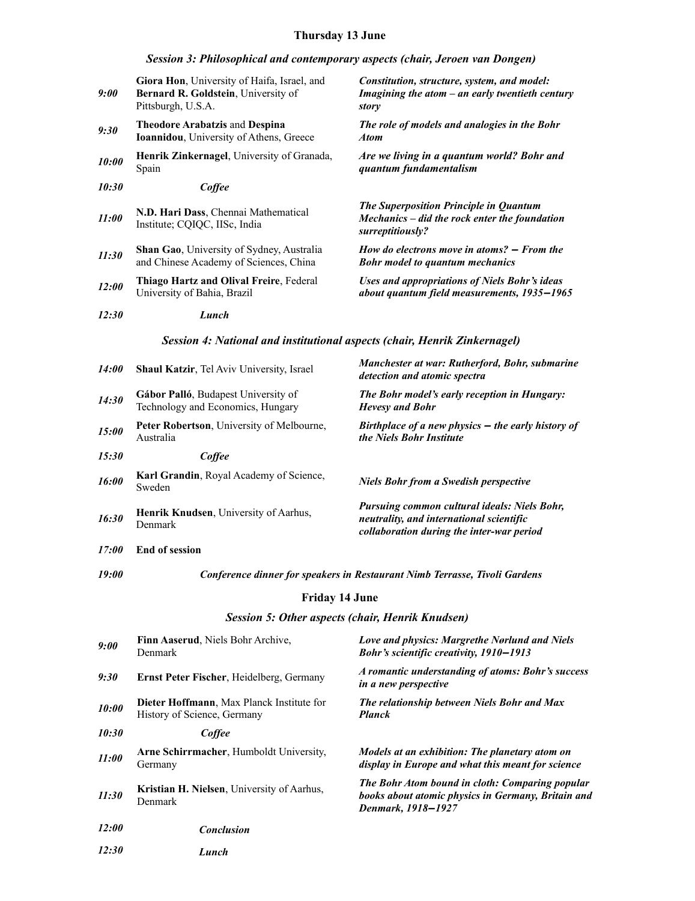## Thursday 13 June

### *Session 3: Philosophical and contemporary aspects (chair, Jeroen van Dongen)*

| | | |
|---|---|---|
| *9:00* | **Giora Hon**, University of Haifa, Israel, and **Bernard R. Goldstein**, University of Pittsburgh, U.S.A. | ***Constitution, structure, system, and model: Imagining the atom – an early twentieth century story*** |
| *9:30* | **Theodore Arabatzis** and **Despina Ioannidou**, University of Athens, Greece | ***The role of models and analogies in the Bohr Atom*** |
| *10:00* | **Henrik Zinkernagel**, University of Granada, Spain | ***Are we living in a quantum world? Bohr and quantum fundamentalism*** |
| *10:30* | ***Coffee*** | |
| *11:00* | **N.D. Hari Dass**, Chennai Mathematical Institute; CQIQC, IISc, India | ***The Superposition Principle in Quantum Mechanics – did the rock enter the foundation surreptitiously?*** |
| *11:30* | **Shan Gao**, University of Sydney, Australia and Chinese Academy of Sciences, China | ***How do electrons move in atoms? – From the Bohr model to quantum mechanics*** |
| *12:00* | **Thiago Hartz and Olival Freire**, Federal University of Bahia, Brazil | ***Uses and appropriations of Niels Bohr's ideas about quantum field measurements, 1935–1965*** |
| *12:30* | ***Lunch*** | |

### *Session 4: National and institutional aspects (chair, Henrik Zinkernagel)*

| | | |
|---|---|---|
| *14:00* | **Shaul Katzir**, Tel Aviv University, Israel | ***Manchester at war: Rutherford, Bohr, submarine detection and atomic spectra*** |
| *14:30* | **Gábor Palló**, Budapest University of Technology and Economics, Hungary | ***The Bohr model's early reception in Hungary: Hevesy and Bohr*** |
| *15:00* | **Peter Robertson**, University of Melbourne, Australia | ***Birthplace of a new physics – the early history of the Niels Bohr Institute*** |
| *15:30* | ***Coffee*** | |
| *16:00* | **Karl Grandin**, Royal Academy of Science, Sweden | ***Niels Bohr from a Swedish perspective*** |
| *16:30* | **Henrik Knudsen**, University of Aarhus, Denmark | ***Pursuing common cultural ideals: Niels Bohr, neutrality, and international scientific collaboration during the inter-war period*** |
| *17:00* | **End of session** | |
| *19:00* | ***Conference dinner for speakers in Restaurant Nimb Terrasse, Tivoli Gardens*** | |

## Friday 14 June

### *Session 5: Other aspects (chair, Henrik Knudsen)*

| | | |
|---|---|---|
| *9:00* | **Finn Aaserud**, Niels Bohr Archive, Denmark | ***Love and physics: Margrethe Nørlund and Niels Bohr's scientific creativity, 1910–1913*** |
| *9:30* | **Ernst Peter Fischer**, Heidelberg, Germany | ***A romantic understanding of atoms: Bohr's success in a new perspective*** |
| *10:00* | **Dieter Hoffmann**, Max Planck Institute for History of Science, Germany | ***The relationship between Niels Bohr and Max Planck*** |
| *10:30* | ***Coffee*** | |
| *11:00* | **Arne Schirrmacher**, Humboldt University, Germany | ***Models at an exhibition: The planetary atom on display in Europe and what this meant for science*** |
| *11:30* | **Kristian H. Nielsen**, University of Aarhus, Denmark | ***The Bohr Atom bound in cloth: Comparing popular books about atomic physics in Germany, Britain and Denmark, 1918–1927*** |
| *12:00* | ***Conclusion*** | |
| *12:30* | ***Lunch*** | |